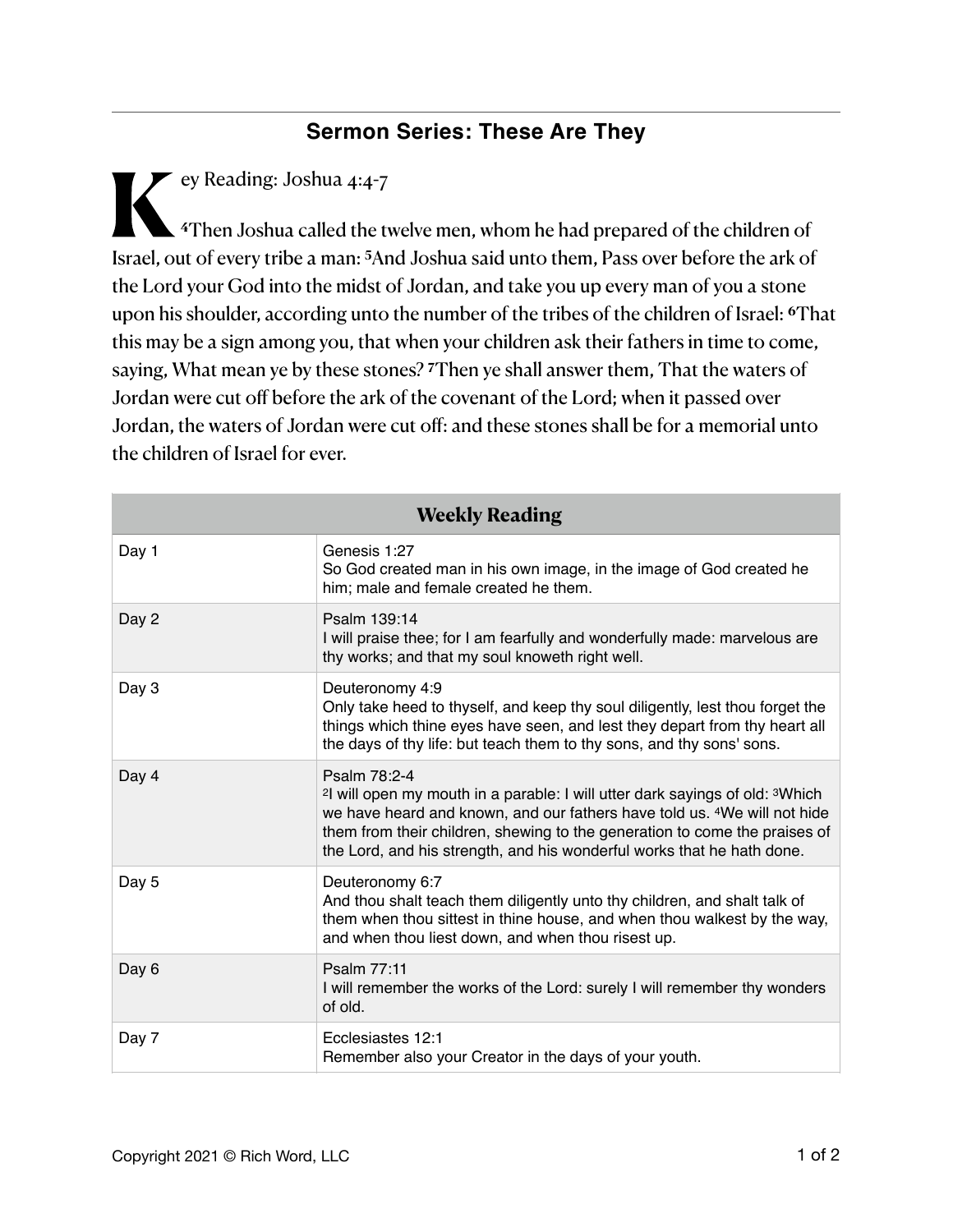## Sermon Series: These Are They

Key Reading: Joshua 4:4-7

[4]Then Joshua called the twelve men, whom he had prepared of the children of Israel, out of every tribe a man: [5]And Joshua said unto them, Pass over before the ark of the Lord your God into the midst of Jordan, and take you up every man of you a stone upon his shoulder, according unto the number of the tribes of the children of Israel: [6]That this may be a sign among you, that when your children ask their fathers in time to come, saying, What mean ye by these stones? [7]Then ye shall answer them, That the waters of Jordan were cut off before the ark of the covenant of the Lord; when it passed over Jordan, the waters of Jordan were cut off: and these stones shall be for a memorial unto the children of Israel for ever.

| Weekly Reading | |
|---|---|
| Day 1 | Genesis 1:27<br>So God created man in his own image, in the image of God created he him; male and female created he them. |
| Day 2 | Psalm 139:14<br>I will praise thee; for I am fearfully and wonderfully made: marvelous are thy works; and that my soul knoweth right well. |
| Day 3 | Deuteronomy 4:9<br>Only take heed to thyself, and keep thy soul diligently, lest thou forget the things which thine eyes have seen, and lest they depart from thy heart all the days of thy life: but teach them to thy sons, and thy sons' sons. |
| Day 4 | Psalm 78:2-4<br>[2]I will open my mouth in a parable: I will utter dark sayings of old: [3]Which we have heard and known, and our fathers have told us. [4]We will not hide them from their children, shewing to the generation to come the praises of the Lord, and his strength, and his wonderful works that he hath done. |
| Day 5 | Deuteronomy 6:7<br>And thou shalt teach them diligently unto thy children, and shalt talk of them when thou sittest in thine house, and when thou walkest by the way, and when thou liest down, and when thou risest up. |
| Day 6 | Psalm 77:11<br>I will remember the works of the Lord: surely I will remember thy wonders of old. |
| Day 7 | Ecclesiastes 12:1<br>Remember also your Creator in the days of your youth. |

Copyright 2021 © Rich Word, LLC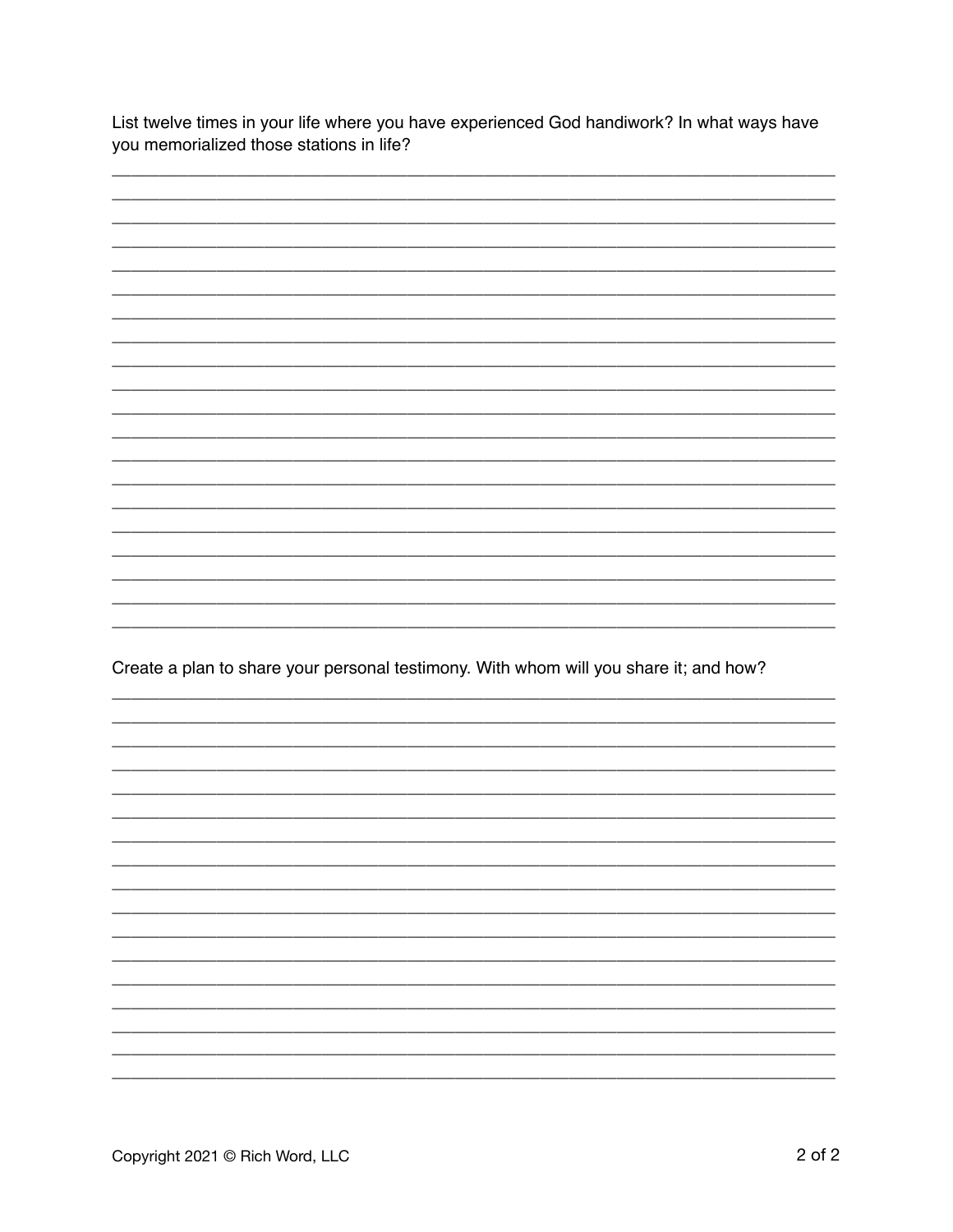List twelve times in your life where you have experienced God handiwork? In what ways have you memorialized those stations in life?

______________________________________________________________________________
______________________________________________________________________________
______________________________________________________________________________
______________________________________________________________________________
______________________________________________________________________________
______________________________________________________________________________
______________________________________________________________________________
______________________________________________________________________________
______________________________________________________________________________
______________________________________________________________________________
______________________________________________________________________________
______________________________________________________________________________
______________________________________________________________________________
______________________________________________________________________________
______________________________________________________________________________
______________________________________________________________________________
______________________________________________________________________________
______________________________________________________________________________
______________________________________________________________________________
______________________________________________________________________________

Create a plan to share your personal testimony. With whom will you share it; and how?

______________________________________________________________________________
______________________________________________________________________________
______________________________________________________________________________
______________________________________________________________________________
______________________________________________________________________________
______________________________________________________________________________
______________________________________________________________________________
______________________________________________________________________________
______________________________________________________________________________
______________________________________________________________________________
______________________________________________________________________________
______________________________________________________________________________
______________________________________________________________________________
______________________________________________________________________________
______________________________________________________________________________
______________________________________________________________________________
______________________________________________________________________________

Copyright 2021 © Rich Word, LLC